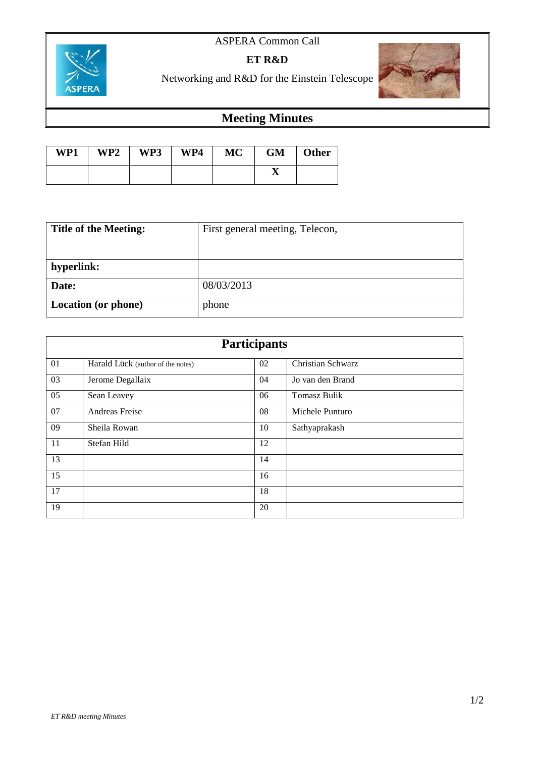ASPERA Common Call

**ET R&D**

Networking and R&D for the Einstein Telescope

# Meeting Minutes

| WP1 | WP2 | WP3 | WP4 | MC | GM | Other |
|---|---|---|---|---|---|---|
| | | | | | X | |

| **Title of the Meeting:** | First general meeting, Telecon, |
|---|---|
| **hyperlink:** | |
| **Date:** | 08/03/2013 |
| **Location (or phone)** | phone |

| **Participants** | | | |
|---|---|---|---|
| 01 | Harald Lück (author of the notes) | 02 | Christian Schwarz |
| 03 | Jerome Degallaix | 04 | Jo van den Brand |
| 05 | Sean Leavey | 06 | Tomasz Bulik |
| 07 | Andreas Freise | 08 | Michele Punturo |
| 09 | Sheila Rowan | 10 | Sathyaprakash |
| 11 | Stefan Hild | 12 | |
| 13 | | 14 | |
| 15 | | 16 | |
| 17 | | 18 | |
| 19 | | 20 | |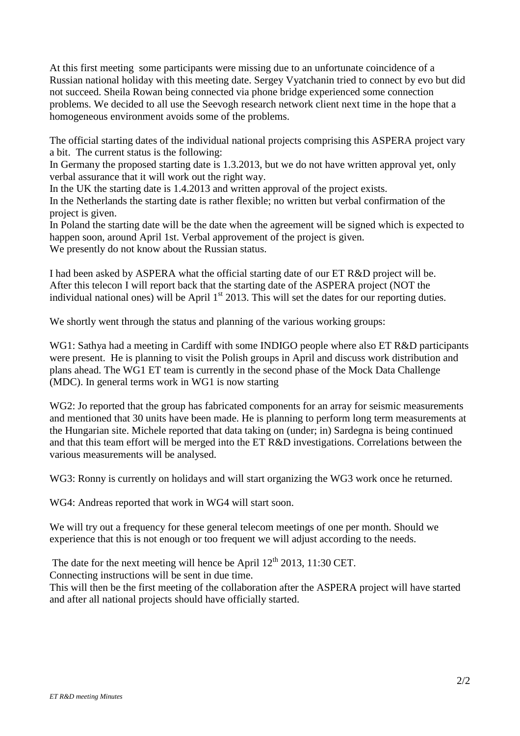At this first meeting some participants were missing due to an unfortunate coincidence of a Russian national holiday with this meeting date. Sergey Vyatchanin tried to connect by evo but did not succeed. Sheila Rowan being connected via phone bridge experienced some connection problems. We decided to all use the Seevogh research network client next time in the hope that a homogeneous environment avoids some of the problems.

The official starting dates of the individual national projects comprising this ASPERA project vary a bit. The current status is the following:
In Germany the proposed starting date is 1.3.2013, but we do not have written approval yet, only verbal assurance that it will work out the right way.
In the UK the starting date is 1.4.2013 and written approval of the project exists.
In the Netherlands the starting date is rather flexible; no written but verbal confirmation of the project is given.
In Poland the starting date will be the date when the agreement will be signed which is expected to happen soon, around April 1st. Verbal approvement of the project is given.
We presently do not know about the Russian status.

I had been asked by ASPERA what the official starting date of our ET R&D project will be. After this telecon I will report back that the starting date of the ASPERA project (NOT the individual national ones) will be April 1st 2013. This will set the dates for our reporting duties.

We shortly went through the status and planning of the various working groups:

WG1: Sathya had a meeting in Cardiff with some INDIGO people where also ET R&D participants were present. He is planning to visit the Polish groups in April and discuss work distribution and plans ahead. The WG1 ET team is currently in the second phase of the Mock Data Challenge (MDC). In general terms work in WG1 is now starting

WG2: Jo reported that the group has fabricated components for an array for seismic measurements and mentioned that 30 units have been made. He is planning to perform long term measurements at the Hungarian site. Michele reported that data taking on (under; in) Sardegna is being continued and that this team effort will be merged into the ET R&D investigations. Correlations between the various measurements will be analysed.

WG3: Ronny is currently on holidays and will start organizing the WG3 work once he returned.

WG4: Andreas reported that work in WG4 will start soon.

We will try out a frequency for these general telecom meetings of one per month. Should we experience that this is not enough or too frequent we will adjust according to the needs.

The date for the next meeting will hence be April 12th 2013, 11:30 CET.
Connecting instructions will be sent in due time.
This will then be the first meeting of the collaboration after the ASPERA project will have started and after all national projects should have officially started.